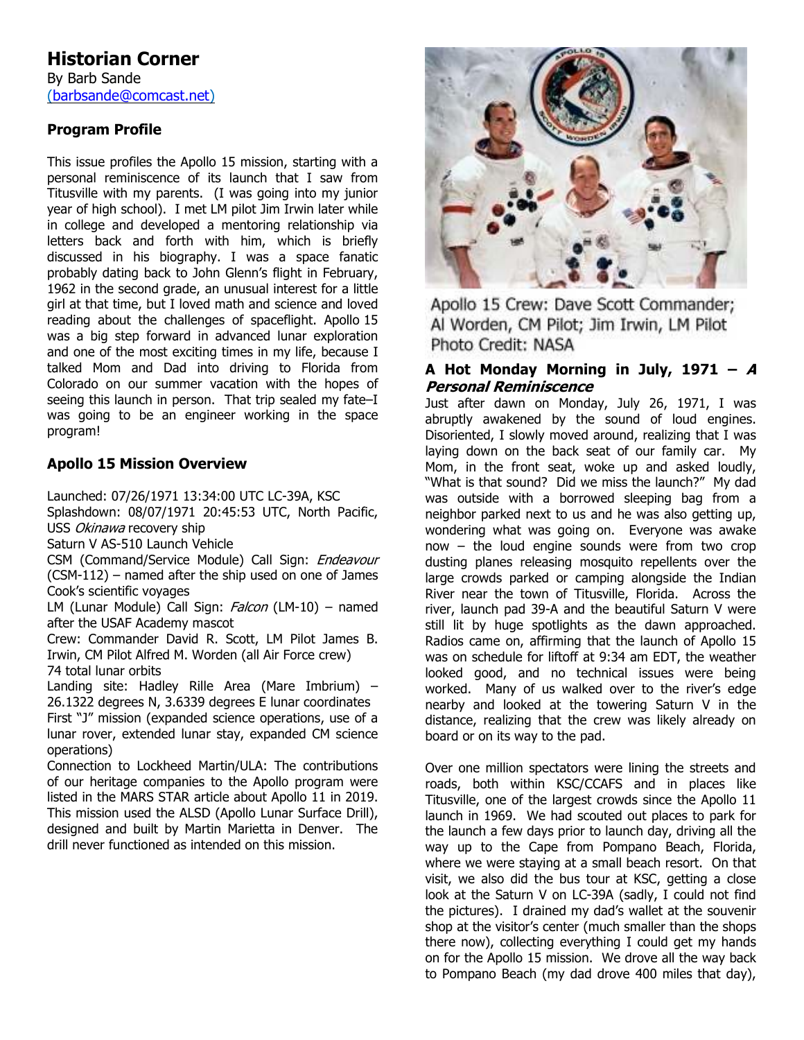# Historian Corner

By Barb Sande
(barbsande@comcast.net)

## Program Profile

This issue profiles the Apollo 15 mission, starting with a personal reminiscence of its launch that I saw from Titusville with my parents. (I was going into my junior year of high school). I met LM pilot Jim Irwin later while in college and developed a mentoring relationship via letters back and forth with him, which is briefly discussed in his biography. I was a space fanatic probably dating back to John Glenn's flight in February, 1962 in the second grade, an unusual interest for a little girl at that time, but I loved math and science and loved reading about the challenges of spaceflight. Apollo 15 was a big step forward in advanced lunar exploration and one of the most exciting times in my life, because I talked Mom and Dad into driving to Florida from Colorado on our summer vacation with the hopes of seeing this launch in person. That trip sealed my fate–I was going to be an engineer working in the space program!

## Apollo 15 Mission Overview

Launched: 07/26/1971 13:34:00 UTC LC-39A, KSC
Splashdown: 08/07/1971 20:45:53 UTC, North Pacific, USS *Okinawa* recovery ship
Saturn V AS-510 Launch Vehicle
CSM (Command/Service Module) Call Sign: *Endeavour* (CSM-112) – named after the ship used on one of James Cook's scientific voyages
LM (Lunar Module) Call Sign: *Falcon* (LM-10) – named after the USAF Academy mascot
Crew: Commander David R. Scott, LM Pilot James B. Irwin, CM Pilot Alfred M. Worden (all Air Force crew)
74 total lunar orbits
Landing site: Hadley Rille Area (Mare Imbrium) – 26.1322 degrees N, 3.6339 degrees E lunar coordinates
First "J" mission (expanded science operations, use of a lunar rover, extended lunar stay, expanded CM science operations)
Connection to Lockheed Martin/ULA: The contributions of our heritage companies to the Apollo program were listed in the MARS STAR article about Apollo 11 in 2019. This mission used the ALSD (Apollo Lunar Surface Drill), designed and built by Martin Marietta in Denver. The drill never functioned as intended on this mission.

Apollo 15 Crew: Dave Scott Commander; Al Worden, CM Pilot; Jim Irwin, LM Pilot
Photo Credit: NASA

### A Hot Monday Morning in July, 1971 – *A Personal Reminiscence*

Just after dawn on Monday, July 26, 1971, I was abruptly awakened by the sound of loud engines. Disoriented, I slowly moved around, realizing that I was laying down on the back seat of our family car. My Mom, in the front seat, woke up and asked loudly, "What is that sound? Did we miss the launch?" My dad was outside with a borrowed sleeping bag from a neighbor parked next to us and he was also getting up, wondering what was going on. Everyone was awake now – the loud engine sounds were from two crop dusting planes releasing mosquito repellents over the large crowds parked or camping alongside the Indian River near the town of Titusville, Florida. Across the river, launch pad 39-A and the beautiful Saturn V were still lit by huge spotlights as the dawn approached. Radios came on, affirming that the launch of Apollo 15 was on schedule for liftoff at 9:34 am EDT, the weather looked good, and no technical issues were being worked. Many of us walked over to the river's edge nearby and looked at the towering Saturn V in the distance, realizing that the crew was likely already on board or on its way to the pad.

Over one million spectators were lining the streets and roads, both within KSC/CCAFS and in places like Titusville, one of the largest crowds since the Apollo 11 launch in 1969. We had scouted out places to park for the launch a few days prior to launch day, driving all the way up to the Cape from Pompano Beach, Florida, where we were staying at a small beach resort. On that visit, we also did the bus tour at KSC, getting a close look at the Saturn V on LC-39A (sadly, I could not find the pictures). I drained my dad's wallet at the souvenir shop at the visitor's center (much smaller than the shops there now), collecting everything I could get my hands on for the Apollo 15 mission. We drove all the way back to Pompano Beach (my dad drove 400 miles that day),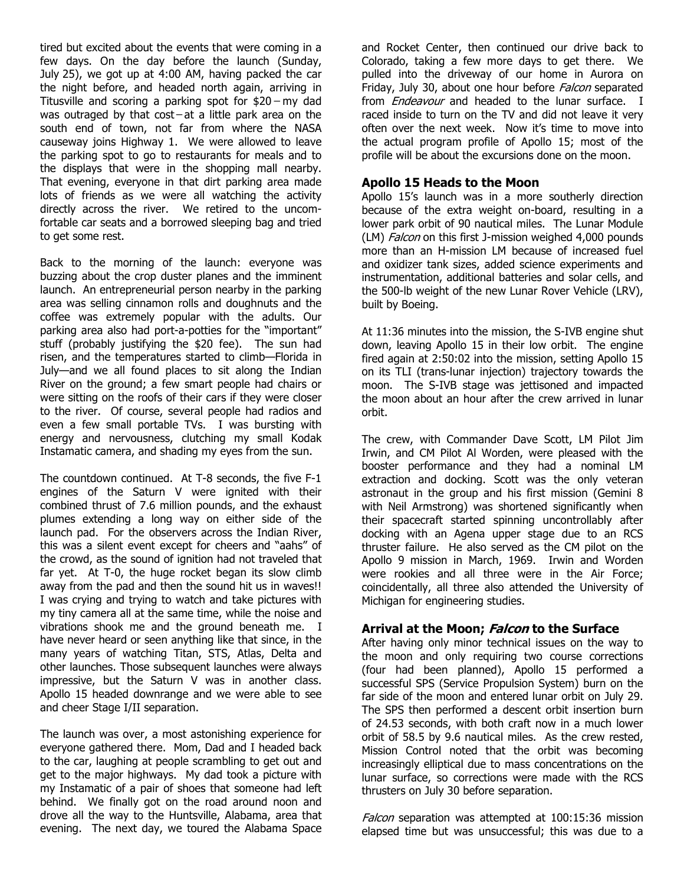tired but excited about the events that were coming in a few days. On the day before the launch (Sunday, July 25), we got up at 4:00 AM, having packed the car the night before, and headed north again, arriving in Titusville and scoring a parking spot for $20 – my dad was outraged by that cost – at a little park area on the south end of town, not far from where the NASA causeway joins Highway 1. We were allowed to leave the parking spot to go to restaurants for meals and to the displays that were in the shopping mall nearby. That evening, everyone in that dirt parking area made lots of friends as we were all watching the activity directly across the river. We retired to the uncomfortable car seats and a borrowed sleeping bag and tried to get some rest.

Back to the morning of the launch: everyone was buzzing about the crop duster planes and the imminent launch. An entrepreneurial person nearby in the parking area was selling cinnamon rolls and doughnuts and the coffee was extremely popular with the adults. Our parking area also had port-a-potties for the "important" stuff (probably justifying the $20 fee). The sun had risen, and the temperatures started to climb—Florida in July—and we all found places to sit along the Indian River on the ground; a few smart people had chairs or were sitting on the roofs of their cars if they were closer to the river. Of course, several people had radios and even a few small portable TVs. I was bursting with energy and nervousness, clutching my small Kodak Instamatic camera, and shading my eyes from the sun.

The countdown continued. At T-8 seconds, the five F-1 engines of the Saturn V were ignited with their combined thrust of 7.6 million pounds, and the exhaust plumes extending a long way on either side of the launch pad. For the observers across the Indian River, this was a silent event except for cheers and "aahs" of the crowd, as the sound of ignition had not traveled that far yet. At T-0, the huge rocket began its slow climb away from the pad and then the sound hit us in waves!! I was crying and trying to watch and take pictures with my tiny camera all at the same time, while the noise and vibrations shook me and the ground beneath me. I have never heard or seen anything like that since, in the many years of watching Titan, STS, Atlas, Delta and other launches. Those subsequent launches were always impressive, but the Saturn V was in another class. Apollo 15 headed downrange and we were able to see and cheer Stage I/II separation.

The launch was over, a most astonishing experience for everyone gathered there. Mom, Dad and I headed back to the car, laughing at people scrambling to get out and get to the major highways. My dad took a picture with my Instamatic of a pair of shoes that someone had left behind. We finally got on the road around noon and drove all the way to the Huntsville, Alabama, area that evening. The next day, we toured the Alabama Space and Rocket Center, then continued our drive back to Colorado, taking a few more days to get there. We pulled into the driveway of our home in Aurora on Friday, July 30, about one hour before *Falcon* separated from *Endeavour* and headed to the lunar surface. I raced inside to turn on the TV and did not leave it very often over the next week. Now it's time to move into the actual program profile of Apollo 15; most of the profile will be about the excursions done on the moon.

## Apollo 15 Heads to the Moon

Apollo 15's launch was in a more southerly direction because of the extra weight on-board, resulting in a lower park orbit of 90 nautical miles. The Lunar Module (LM) *Falcon* on this first J-mission weighed 4,000 pounds more than an H-mission LM because of increased fuel and oxidizer tank sizes, added science experiments and instrumentation, additional batteries and solar cells, and the 500-lb weight of the new Lunar Rover Vehicle (LRV), built by Boeing.

At 11:36 minutes into the mission, the S-IVB engine shut down, leaving Apollo 15 in their low orbit. The engine fired again at 2:50:02 into the mission, setting Apollo 15 on its TLI (trans-lunar injection) trajectory towards the moon. The S-IVB stage was jettisoned and impacted the moon about an hour after the crew arrived in lunar orbit.

The crew, with Commander Dave Scott, LM Pilot Jim Irwin, and CM Pilot Al Worden, were pleased with the booster performance and they had a nominal LM extraction and docking. Scott was the only veteran astronaut in the group and his first mission (Gemini 8 with Neil Armstrong) was shortened significantly when their spacecraft started spinning uncontrollably after docking with an Agena upper stage due to an RCS thruster failure. He also served as the CM pilot on the Apollo 9 mission in March, 1969. Irwin and Worden were rookies and all three were in the Air Force; coincidentally, all three also attended the University of Michigan for engineering studies.

## Arrival at the Moon; *Falcon* to the Surface

After having only minor technical issues on the way to the moon and only requiring two course corrections (four had been planned), Apollo 15 performed a successful SPS (Service Propulsion System) burn on the far side of the moon and entered lunar orbit on July 29. The SPS then performed a descent orbit insertion burn of 24.53 seconds, with both craft now in a much lower orbit of 58.5 by 9.6 nautical miles. As the crew rested, Mission Control noted that the orbit was becoming increasingly elliptical due to mass concentrations on the lunar surface, so corrections were made with the RCS thrusters on July 30 before separation.

*Falcon* separation was attempted at 100:15:36 mission elapsed time but was unsuccessful; this was due to a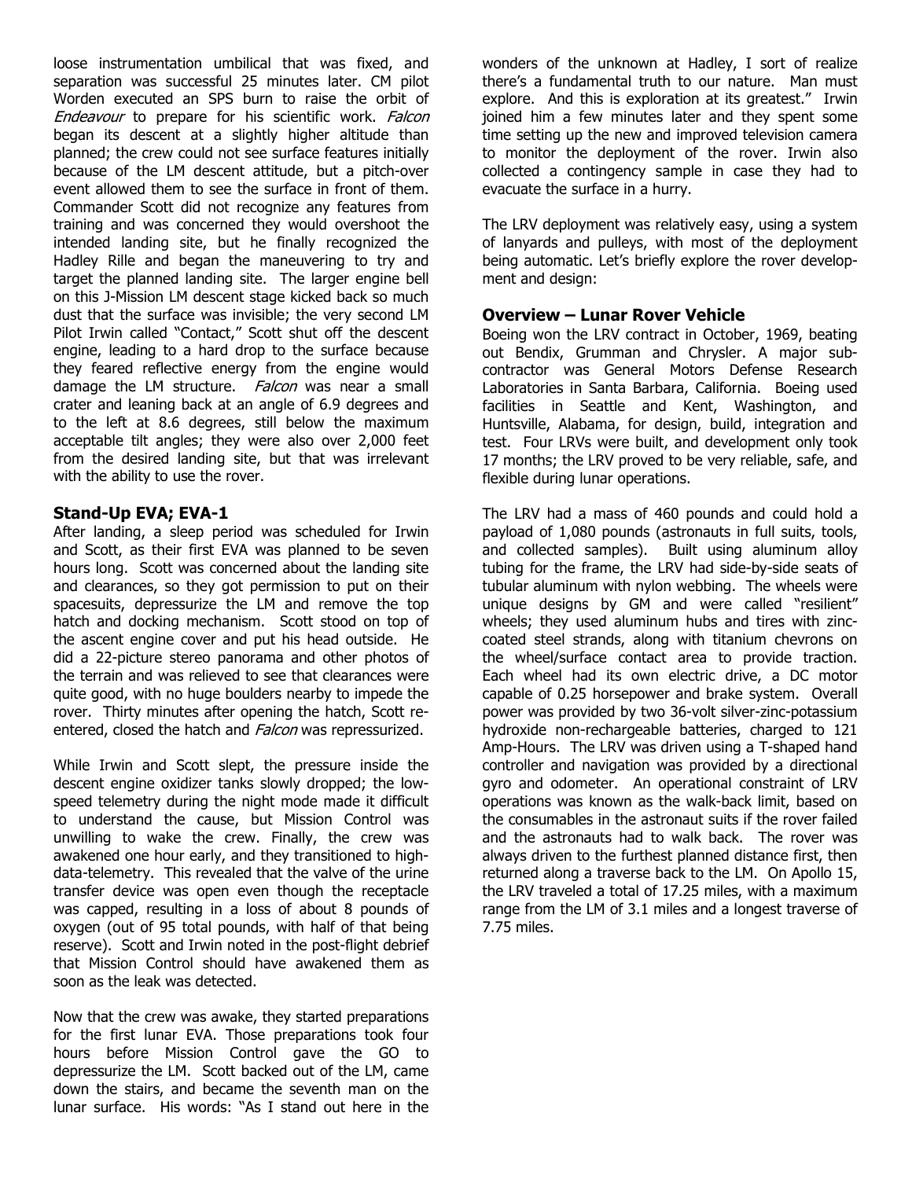loose instrumentation umbilical that was fixed, and separation was successful 25 minutes later. CM pilot Worden executed an SPS burn to raise the orbit of *Endeavour* to prepare for his scientific work. *Falcon* began its descent at a slightly higher altitude than planned; the crew could not see surface features initially because of the LM descent attitude, but a pitch-over event allowed them to see the surface in front of them. Commander Scott did not recognize any features from training and was concerned they would overshoot the intended landing site, but he finally recognized the Hadley Rille and began the maneuvering to try and target the planned landing site. The larger engine bell on this J-Mission LM descent stage kicked back so much dust that the surface was invisible; the very second LM Pilot Irwin called "Contact," Scott shut off the descent engine, leading to a hard drop to the surface because they feared reflective energy from the engine would damage the LM structure. *Falcon* was near a small crater and leaning back at an angle of 6.9 degrees and to the left at 8.6 degrees, still below the maximum acceptable tilt angles; they were also over 2,000 feet from the desired landing site, but that was irrelevant with the ability to use the rover.

## Stand-Up EVA; EVA-1

After landing, a sleep period was scheduled for Irwin and Scott, as their first EVA was planned to be seven hours long. Scott was concerned about the landing site and clearances, so they got permission to put on their spacesuits, depressurize the LM and remove the top hatch and docking mechanism. Scott stood on top of the ascent engine cover and put his head outside. He did a 22-picture stereo panorama and other photos of the terrain and was relieved to see that clearances were quite good, with no huge boulders nearby to impede the rover. Thirty minutes after opening the hatch, Scott re-entered, closed the hatch and *Falcon* was repressurized.

While Irwin and Scott slept, the pressure inside the descent engine oxidizer tanks slowly dropped; the low-speed telemetry during the night mode made it difficult to understand the cause, but Mission Control was unwilling to wake the crew. Finally, the crew was awakened one hour early, and they transitioned to high-data-telemetry. This revealed that the valve of the urine transfer device was open even though the receptacle was capped, resulting in a loss of about 8 pounds of oxygen (out of 95 total pounds, with half of that being reserve). Scott and Irwin noted in the post-flight debrief that Mission Control should have awakened them as soon as the leak was detected.

Now that the crew was awake, they started preparations for the first lunar EVA. Those preparations took four hours before Mission Control gave the GO to depressurize the LM. Scott backed out of the LM, came down the stairs, and became the seventh man on the lunar surface. His words: "As I stand out here in the wonders of the unknown at Hadley, I sort of realize there's a fundamental truth to our nature. Man must explore. And this is exploration at its greatest." Irwin joined him a few minutes later and they spent some time setting up the new and improved television camera to monitor the deployment of the rover. Irwin also collected a contingency sample in case they had to evacuate the surface in a hurry.

The LRV deployment was relatively easy, using a system of lanyards and pulleys, with most of the deployment being automatic. Let's briefly explore the rover development and design:

## Overview – Lunar Rover Vehicle

Boeing won the LRV contract in October, 1969, beating out Bendix, Grumman and Chrysler. A major subcontractor was General Motors Defense Research Laboratories in Santa Barbara, California. Boeing used facilities in Seattle and Kent, Washington, and Huntsville, Alabama, for design, build, integration and test. Four LRVs were built, and development only took 17 months; the LRV proved to be very reliable, safe, and flexible during lunar operations.

The LRV had a mass of 460 pounds and could hold a payload of 1,080 pounds (astronauts in full suits, tools, and collected samples). Built using aluminum alloy tubing for the frame, the LRV had side-by-side seats of tubular aluminum with nylon webbing. The wheels were unique designs by GM and were called "resilient" wheels; they used aluminum hubs and tires with zinc-coated steel strands, along with titanium chevrons on the wheel/surface contact area to provide traction. Each wheel had its own electric drive, a DC motor capable of 0.25 horsepower and brake system. Overall power was provided by two 36-volt silver-zinc-potassium hydroxide non-rechargeable batteries, charged to 121 Amp-Hours. The LRV was driven using a T-shaped hand controller and navigation was provided by a directional gyro and odometer. An operational constraint of LRV operations was known as the walk-back limit, based on the consumables in the astronaut suits if the rover failed and the astronauts had to walk back. The rover was always driven to the furthest planned distance first, then returned along a traverse back to the LM. On Apollo 15, the LRV traveled a total of 17.25 miles, with a maximum range from the LM of 3.1 miles and a longest traverse of 7.75 miles.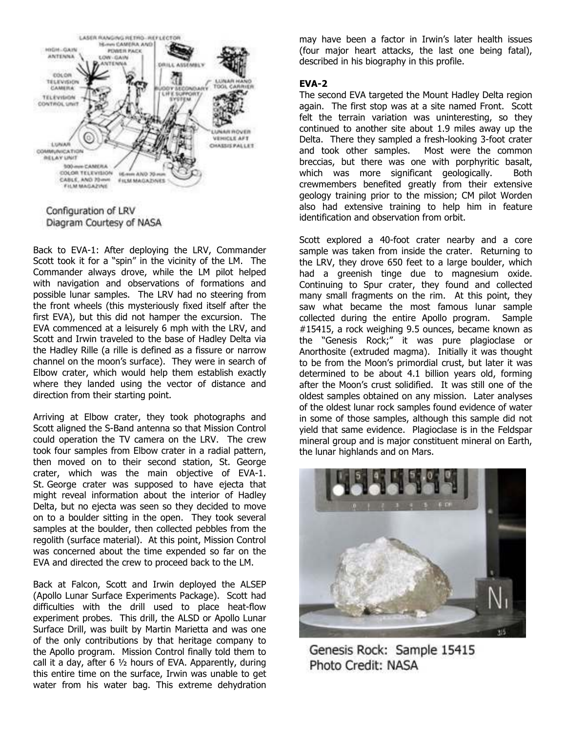LASER RANGING RETRO-REFLECTOR
16-mm CAMERA AND POWER PACK
HIGH-GAIN ANTENNA
LOW-GAIN ANTENNA
DRILL ASSEMBLY
COLOR TELEVISION CAMERA
TELEVISION CONTROL UNIT
BUDDY SECONDARY LIFE SUPPORT SYSTEM
LUNAR HAND TOOL CARRIER
LUNAR ROVER VEHICLE AFT CHASSIS PALLET
LUNAR COMMUNICATION RELAY UNIT
500-mm CAMERA COLOR TELEVISION CABLE, AND 70-mm FILM MAGAZINE
16-mm AND 70-mm FILM MAGAZINES

Configuration of LRV
Diagram Courtesy of NASA

Back to EVA-1: After deploying the LRV, Commander Scott took it for a "spin" in the vicinity of the LM. The Commander always drove, while the LM pilot helped with navigation and observations of formations and possible lunar samples. The LRV had no steering from the front wheels (this mysteriously fixed itself after the first EVA), but this did not hamper the excursion. The EVA commenced at a leisurely 6 mph with the LRV, and Scott and Irwin traveled to the base of Hadley Delta via the Hadley Rille (a rille is defined as a fissure or narrow channel on the moon's surface). They were in search of Elbow crater, which would help them establish exactly where they landed using the vector of distance and direction from their starting point.

Arriving at Elbow crater, they took photographs and Scott aligned the S-Band antenna so that Mission Control could operation the TV camera on the LRV. The crew took four samples from Elbow crater in a radial pattern, then moved on to their second station, St. George crater, which was the main objective of EVA-1. St. George crater was supposed to have ejecta that might reveal information about the interior of Hadley Delta, but no ejecta was seen so they decided to move on to a boulder sitting in the open. They took several samples at the boulder, then collected pebbles from the regolith (surface material). At this point, Mission Control was concerned about the time expended so far on the EVA and directed the crew to proceed back to the LM.

Back at Falcon, Scott and Irwin deployed the ALSEP (Apollo Lunar Surface Experiments Package). Scott had difficulties with the drill used to place heat-flow experiment probes. This drill, the ALSD or Apollo Lunar Surface Drill, was built by Martin Marietta and was one of the only contributions by that heritage company to the Apollo program. Mission Control finally told them to call it a day, after 6 ½ hours of EVA. Apparently, during this entire time on the surface, Irwin was unable to get water from his water bag. This extreme dehydration may have been a factor in Irwin's later health issues (four major heart attacks, the last one being fatal), described in his biography in this profile.

**EVA-2**

The second EVA targeted the Mount Hadley Delta region again. The first stop was at a site named Front. Scott felt the terrain variation was uninteresting, so they continued to another site about 1.9 miles away up the Delta. There they sampled a fresh-looking 3-foot crater and took other samples. Most were the common breccias, but there was one with porphyritic basalt, which was more significant geologically. Both crewmembers benefited greatly from their extensive geology training prior to the mission; CM pilot Worden also had extensive training to help him in feature identification and observation from orbit.

Scott explored a 40-foot crater nearby and a core sample was taken from inside the crater. Returning to the LRV, they drove 650 feet to a large boulder, which had a greenish tinge due to magnesium oxide. Continuing to Spur crater, they found and collected many small fragments on the rim. At this point, they saw what became the most famous lunar sample collected during the entire Apollo program. Sample #15415, a rock weighing 9.5 ounces, became known as the "Genesis Rock;" it was pure plagioclase or Anorthosite (extruded magma). Initially it was thought to be from the Moon's primordial crust, but later it was determined to be about 4.1 billion years old, forming after the Moon's crust solidified. It was still one of the oldest samples obtained on any mission. Later analyses of the oldest lunar rock samples found evidence of water in some of those samples, although this sample did not yield that same evidence. Plagioclase is in the Feldspar mineral group and is major constituent mineral on Earth, the lunar highlands and on Mars.

Genesis Rock: Sample 15415
Photo Credit: NASA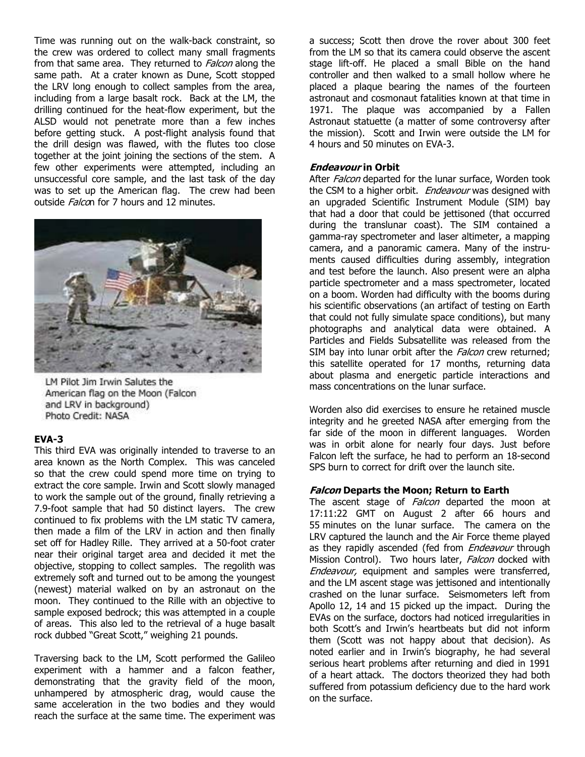Time was running out on the walk-back constraint, so the crew was ordered to collect many small fragments from that same area. They returned to *Falcon* along the same path. At a crater known as Dune, Scott stopped the LRV long enough to collect samples from the area, including from a large basalt rock. Back at the LM, the drilling continued for the heat-flow experiment, but the ALSD would not penetrate more than a few inches before getting stuck. A post-flight analysis found that the drill design was flawed, with the flutes too close together at the joint joining the sections of the stem. A few other experiments were attempted, including an unsuccessful core sample, and the last task of the day was to set up the American flag. The crew had been outside *Falcon* for 7 hours and 12 minutes.

LM Pilot Jim Irwin Salutes the American flag on the Moon (Falcon and LRV in background)
Photo Credit: NASA

### EVA-3

This third EVA was originally intended to traverse to an area known as the North Complex. This was canceled so that the crew could spend more time on trying to extract the core sample. Irwin and Scott slowly managed to work the sample out of the ground, finally retrieving a 7.9-foot sample that had 50 distinct layers. The crew continued to fix problems with the LM static TV camera, then made a film of the LRV in action and then finally set off for Hadley Rille. They arrived at a 50-foot crater near their original target area and decided it met the objective, stopping to collect samples. The regolith was extremely soft and turned out to be among the youngest (newest) material walked on by an astronaut on the moon. They continued to the Rille with an objective to sample exposed bedrock; this was attempted in a couple of areas. This also led to the retrieval of a huge basalt rock dubbed "Great Scott," weighing 21 pounds.

Traversing back to the LM, Scott performed the Galileo experiment with a hammer and a falcon feather, demonstrating that the gravity field of the moon, unhampered by atmospheric drag, would cause the same acceleration in the two bodies and they would reach the surface at the same time. The experiment was a success; Scott then drove the rover about 300 feet from the LM so that its camera could observe the ascent stage lift-off. He placed a small Bible on the hand controller and then walked to a small hollow where he placed a plaque bearing the names of the fourteen astronaut and cosmonaut fatalities known at that time in 1971. The plaque was accompanied by a Fallen Astronaut statuette (a matter of some controversy after the mission). Scott and Irwin were outside the LM for 4 hours and 50 minutes on EVA-3.

### *Endeavour* in Orbit

After *Falcon* departed for the lunar surface, Worden took the CSM to a higher orbit. *Endeavour* was designed with an upgraded Scientific Instrument Module (SIM) bay that had a door that could be jettisoned (that occurred during the translunar coast). The SIM contained a gamma-ray spectrometer and laser altimeter, a mapping camera, and a panoramic camera. Many of the instruments caused difficulties during assembly, integration and test before the launch. Also present were an alpha particle spectrometer and a mass spectrometer, located on a boom. Worden had difficulty with the booms during his scientific observations (an artifact of testing on Earth that could not fully simulate space conditions), but many photographs and analytical data were obtained. A Particles and Fields Subsatellite was released from the SIM bay into lunar orbit after the *Falcon* crew returned; this satellite operated for 17 months, returning data about plasma and energetic particle interactions and mass concentrations on the lunar surface.

Worden also did exercises to ensure he retained muscle integrity and he greeted NASA after emerging from the far side of the moon in different languages. Worden was in orbit alone for nearly four days. Just before Falcon left the surface, he had to perform an 18-second SPS burn to correct for drift over the launch site.

### *Falcon* Departs the Moon; Return to Earth

The ascent stage of *Falcon* departed the moon at 17:11:22 GMT on August 2 after 66 hours and 55 minutes on the lunar surface. The camera on the LRV captured the launch and the Air Force theme played as they rapidly ascended (fed from *Endeavour* through Mission Control). Two hours later, *Falcon* docked with *Endeavour,* equipment and samples were transferred, and the LM ascent stage was jettisoned and intentionally crashed on the lunar surface. Seismometers left from Apollo 12, 14 and 15 picked up the impact. During the EVAs on the surface, doctors had noticed irregularities in both Scott's and Irwin's heartbeats but did not inform them (Scott was not happy about that decision). As noted earlier and in Irwin's biography, he had several serious heart problems after returning and died in 1991 of a heart attack. The doctors theorized they had both suffered from potassium deficiency due to the hard work on the surface.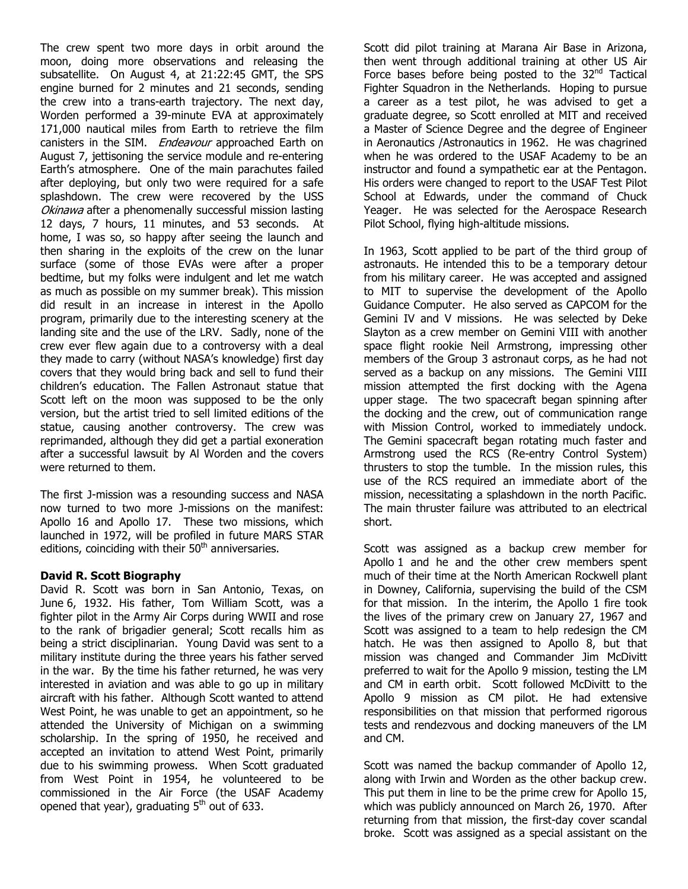The crew spent two more days in orbit around the moon, doing more observations and releasing the subsatellite. On August 4, at 21:22:45 GMT, the SPS engine burned for 2 minutes and 21 seconds, sending the crew into a trans-earth trajectory. The next day, Worden performed a 39-minute EVA at approximately 171,000 nautical miles from Earth to retrieve the film canisters in the SIM. *Endeavour* approached Earth on August 7, jettisoning the service module and re-entering Earth's atmosphere. One of the main parachutes failed after deploying, but only two were required for a safe splashdown. The crew were recovered by the USS *Okinawa* after a phenomenally successful mission lasting 12 days, 7 hours, 11 minutes, and 53 seconds. At home, I was so, so happy after seeing the launch and then sharing in the exploits of the crew on the lunar surface (some of those EVAs were after a proper bedtime, but my folks were indulgent and let me watch as much as possible on my summer break). This mission did result in an increase in interest in the Apollo program, primarily due to the interesting scenery at the landing site and the use of the LRV. Sadly, none of the crew ever flew again due to a controversy with a deal they made to carry (without NASA's knowledge) first day covers that they would bring back and sell to fund their children's education. The Fallen Astronaut statue that Scott left on the moon was supposed to be the only version, but the artist tried to sell limited editions of the statue, causing another controversy. The crew was reprimanded, although they did get a partial exoneration after a successful lawsuit by Al Worden and the covers were returned to them.

The first J-mission was a resounding success and NASA now turned to two more J-missions on the manifest: Apollo 16 and Apollo 17. These two missions, which launched in 1972, will be profiled in future MARS STAR editions, coinciding with their 50th anniversaries.

**David R. Scott Biography**

David R. Scott was born in San Antonio, Texas, on June 6, 1932. His father, Tom William Scott, was a fighter pilot in the Army Air Corps during WWII and rose to the rank of brigadier general; Scott recalls him as being a strict disciplinarian. Young David was sent to a military institute during the three years his father served in the war. By the time his father returned, he was very interested in aviation and was able to go up in military aircraft with his father. Although Scott wanted to attend West Point, he was unable to get an appointment, so he attended the University of Michigan on a swimming scholarship. In the spring of 1950, he received and accepted an invitation to attend West Point, primarily due to his swimming prowess. When Scott graduated from West Point in 1954, he volunteered to be commissioned in the Air Force (the USAF Academy opened that year), graduating 5th out of 633.

Scott did pilot training at Marana Air Base in Arizona, then went through additional training at other US Air Force bases before being posted to the 32nd Tactical Fighter Squadron in the Netherlands. Hoping to pursue a career as a test pilot, he was advised to get a graduate degree, so Scott enrolled at MIT and received a Master of Science Degree and the degree of Engineer in Aeronautics /Astronautics in 1962. He was chagrined when he was ordered to the USAF Academy to be an instructor and found a sympathetic ear at the Pentagon. His orders were changed to report to the USAF Test Pilot School at Edwards, under the command of Chuck Yeager. He was selected for the Aerospace Research Pilot School, flying high-altitude missions.

In 1963, Scott applied to be part of the third group of astronauts. He intended this to be a temporary detour from his military career. He was accepted and assigned to MIT to supervise the development of the Apollo Guidance Computer. He also served as CAPCOM for the Gemini IV and V missions. He was selected by Deke Slayton as a crew member on Gemini VIII with another space flight rookie Neil Armstrong, impressing other members of the Group 3 astronaut corps, as he had not served as a backup on any missions. The Gemini VIII mission attempted the first docking with the Agena upper stage. The two spacecraft began spinning after the docking and the crew, out of communication range with Mission Control, worked to immediately undock. The Gemini spacecraft began rotating much faster and Armstrong used the RCS (Re-entry Control System) thrusters to stop the tumble. In the mission rules, this use of the RCS required an immediate abort of the mission, necessitating a splashdown in the north Pacific. The main thruster failure was attributed to an electrical short.

Scott was assigned as a backup crew member for Apollo 1 and he and the other crew members spent much of their time at the North American Rockwell plant in Downey, California, supervising the build of the CSM for that mission. In the interim, the Apollo 1 fire took the lives of the primary crew on January 27, 1967 and Scott was assigned to a team to help redesign the CM hatch. He was then assigned to Apollo 8, but that mission was changed and Commander Jim McDivitt preferred to wait for the Apollo 9 mission, testing the LM and CM in earth orbit. Scott followed McDivitt to the Apollo 9 mission as CM pilot. He had extensive responsibilities on that mission that performed rigorous tests and rendezvous and docking maneuvers of the LM and CM.

Scott was named the backup commander of Apollo 12, along with Irwin and Worden as the other backup crew. This put them in line to be the prime crew for Apollo 15, which was publicly announced on March 26, 1970. After returning from that mission, the first-day cover scandal broke. Scott was assigned as a special assistant on the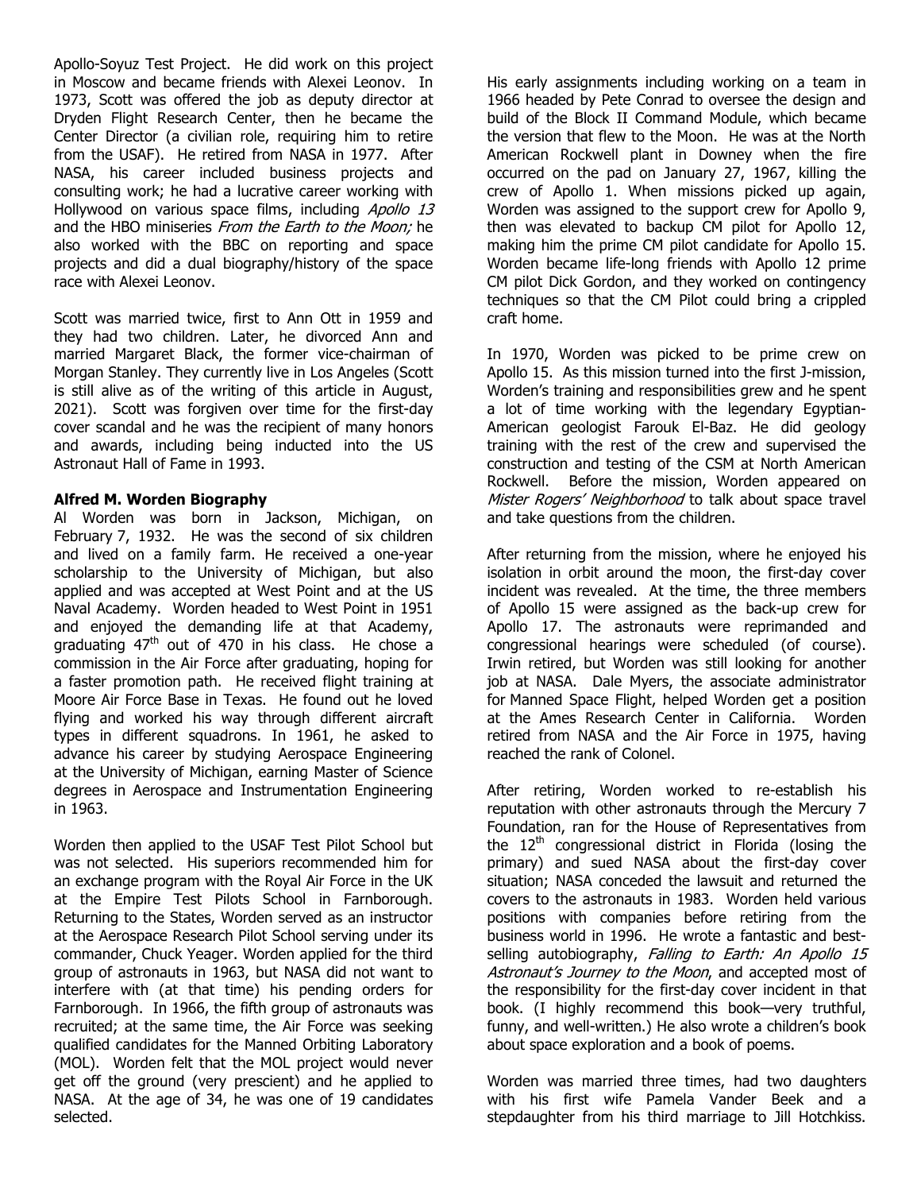Apollo-Soyuz Test Project. He did work on this project in Moscow and became friends with Alexei Leonov. In 1973, Scott was offered the job as deputy director at Dryden Flight Research Center, then he became the Center Director (a civilian role, requiring him to retire from the USAF). He retired from NASA in 1977. After NASA, his career included business projects and consulting work; he had a lucrative career working with Hollywood on various space films, including *Apollo 13* and the HBO miniseries *From the Earth to the Moon;* he also worked with the BBC on reporting and space projects and did a dual biography/history of the space race with Alexei Leonov.

Scott was married twice, first to Ann Ott in 1959 and they had two children. Later, he divorced Ann and married Margaret Black, the former vice-chairman of Morgan Stanley. They currently live in Los Angeles (Scott is still alive as of the writing of this article in August, 2021). Scott was forgiven over time for the first-day cover scandal and he was the recipient of many honors and awards, including being inducted into the US Astronaut Hall of Fame in 1993.

**Alfred M. Worden Biography**

Al Worden was born in Jackson, Michigan, on February 7, 1932. He was the second of six children and lived on a family farm. He received a one-year scholarship to the University of Michigan, but also applied and was accepted at West Point and at the US Naval Academy. Worden headed to West Point in 1951 and enjoyed the demanding life at that Academy, graduating 47th out of 470 in his class. He chose a commission in the Air Force after graduating, hoping for a faster promotion path. He received flight training at Moore Air Force Base in Texas. He found out he loved flying and worked his way through different aircraft types in different squadrons. In 1961, he asked to advance his career by studying Aerospace Engineering at the University of Michigan, earning Master of Science degrees in Aerospace and Instrumentation Engineering in 1963.

Worden then applied to the USAF Test Pilot School but was not selected. His superiors recommended him for an exchange program with the Royal Air Force in the UK at the Empire Test Pilots School in Farnborough. Returning to the States, Worden served as an instructor at the Aerospace Research Pilot School serving under its commander, Chuck Yeager. Worden applied for the third group of astronauts in 1963, but NASA did not want to interfere with (at that time) his pending orders for Farnborough. In 1966, the fifth group of astronauts was recruited; at the same time, the Air Force was seeking qualified candidates for the Manned Orbiting Laboratory (MOL). Worden felt that the MOL project would never get off the ground (very prescient) and he applied to NASA. At the age of 34, he was one of 19 candidates selected.

His early assignments including working on a team in 1966 headed by Pete Conrad to oversee the design and build of the Block II Command Module, which became the version that flew to the Moon. He was at the North American Rockwell plant in Downey when the fire occurred on the pad on January 27, 1967, killing the crew of Apollo 1. When missions picked up again, Worden was assigned to the support crew for Apollo 9, then was elevated to backup CM pilot for Apollo 12, making him the prime CM pilot candidate for Apollo 15. Worden became life-long friends with Apollo 12 prime CM pilot Dick Gordon, and they worked on contingency techniques so that the CM Pilot could bring a crippled craft home.

In 1970, Worden was picked to be prime crew on Apollo 15. As this mission turned into the first J-mission, Worden's training and responsibilities grew and he spent a lot of time working with the legendary Egyptian-American geologist Farouk El-Baz. He did geology training with the rest of the crew and supervised the construction and testing of the CSM at North American Rockwell. Before the mission, Worden appeared on *Mister Rogers' Neighborhood* to talk about space travel and take questions from the children.

After returning from the mission, where he enjoyed his isolation in orbit around the moon, the first-day cover incident was revealed. At the time, the three members of Apollo 15 were assigned as the back-up crew for Apollo 17. The astronauts were reprimanded and congressional hearings were scheduled (of course). Irwin retired, but Worden was still looking for another job at NASA. Dale Myers, the associate administrator for Manned Space Flight, helped Worden get a position at the Ames Research Center in California. Worden retired from NASA and the Air Force in 1975, having reached the rank of Colonel.

After retiring, Worden worked to re-establish his reputation with other astronauts through the Mercury 7 Foundation, ran for the House of Representatives from the 12th congressional district in Florida (losing the primary) and sued NASA about the first-day cover situation; NASA conceded the lawsuit and returned the covers to the astronauts in 1983. Worden held various positions with companies before retiring from the business world in 1996. He wrote a fantastic and best-selling autobiography, *Falling to Earth: An Apollo 15 Astronaut's Journey to the Moon*, and accepted most of the responsibility for the first-day cover incident in that book. (I highly recommend this book—very truthful, funny, and well-written.) He also wrote a children's book about space exploration and a book of poems.

Worden was married three times, had two daughters with his first wife Pamela Vander Beek and a stepdaughter from his third marriage to Jill Hotchkiss.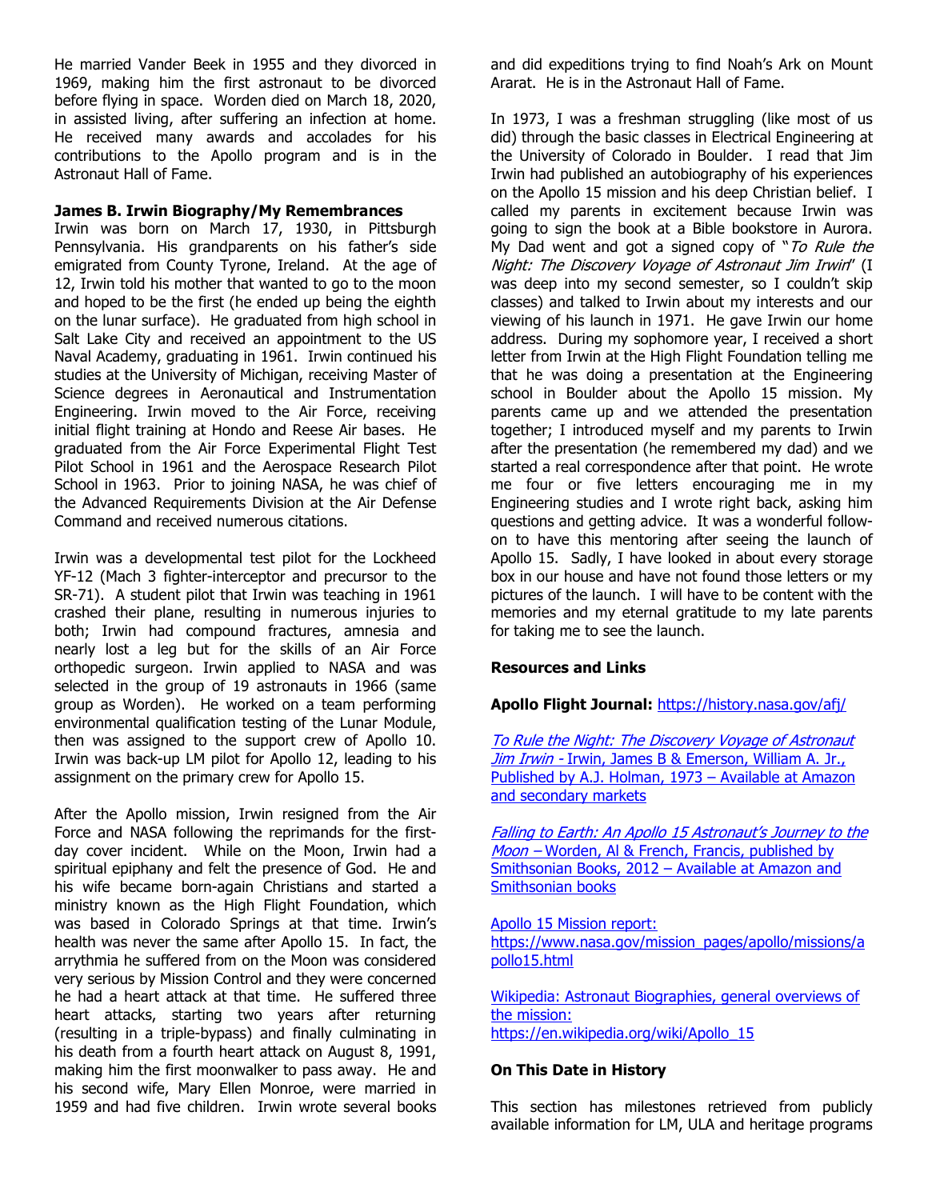He married Vander Beek in 1955 and they divorced in 1969, making him the first astronaut to be divorced before flying in space. Worden died on March 18, 2020, in assisted living, after suffering an infection at home. He received many awards and accolades for his contributions to the Apollo program and is in the Astronaut Hall of Fame.

**James B. Irwin Biography/My Remembrances**

Irwin was born on March 17, 1930, in Pittsburgh Pennsylvania. His grandparents on his father's side emigrated from County Tyrone, Ireland. At the age of 12, Irwin told his mother that wanted to go to the moon and hoped to be the first (he ended up being the eighth on the lunar surface). He graduated from high school in Salt Lake City and received an appointment to the US Naval Academy, graduating in 1961. Irwin continued his studies at the University of Michigan, receiving Master of Science degrees in Aeronautical and Instrumentation Engineering. Irwin moved to the Air Force, receiving initial flight training at Hondo and Reese Air bases. He graduated from the Air Force Experimental Flight Test Pilot School in 1961 and the Aerospace Research Pilot School in 1963. Prior to joining NASA, he was chief of the Advanced Requirements Division at the Air Defense Command and received numerous citations.

Irwin was a developmental test pilot for the Lockheed YF-12 (Mach 3 fighter-interceptor and precursor to the SR-71). A student pilot that Irwin was teaching in 1961 crashed their plane, resulting in numerous injuries to both; Irwin had compound fractures, amnesia and nearly lost a leg but for the skills of an Air Force orthopedic surgeon. Irwin applied to NASA and was selected in the group of 19 astronauts in 1966 (same group as Worden). He worked on a team performing environmental qualification testing of the Lunar Module, then was assigned to the support crew of Apollo 10. Irwin was back-up LM pilot for Apollo 12, leading to his assignment on the primary crew for Apollo 15.

After the Apollo mission, Irwin resigned from the Air Force and NASA following the reprimands for the first-day cover incident. While on the Moon, Irwin had a spiritual epiphany and felt the presence of God. He and his wife became born-again Christians and started a ministry known as the High Flight Foundation, which was based in Colorado Springs at that time. Irwin's health was never the same after Apollo 15. In fact, the arrythmia he suffered from on the Moon was considered very serious by Mission Control and they were concerned he had a heart attack at that time. He suffered three heart attacks, starting two years after returning (resulting in a triple-bypass) and finally culminating in his death from a fourth heart attack on August 8, 1991, making him the first moonwalker to pass away. He and his second wife, Mary Ellen Monroe, were married in 1959 and had five children. Irwin wrote several books and did expeditions trying to find Noah's Ark on Mount Ararat. He is in the Astronaut Hall of Fame.

In 1973, I was a freshman struggling (like most of us did) through the basic classes in Electrical Engineering at the University of Colorado in Boulder. I read that Jim Irwin had published an autobiography of his experiences on the Apollo 15 mission and his deep Christian belief. I called my parents in excitement because Irwin was going to sign the book at a Bible bookstore in Aurora. My Dad went and got a signed copy of "*To Rule the Night: The Discovery Voyage of Astronaut Jim Irwin*" (I was deep into my second semester, so I couldn't skip classes) and talked to Irwin about my interests and our viewing of his launch in 1971. He gave Irwin our home address. During my sophomore year, I received a short letter from Irwin at the High Flight Foundation telling me that he was doing a presentation at the Engineering school in Boulder about the Apollo 15 mission. My parents came up and we attended the presentation together; I introduced myself and my parents to Irwin after the presentation (he remembered my dad) and we started a real correspondence after that point. He wrote me four or five letters encouraging me in my Engineering studies and I wrote right back, asking him questions and getting advice. It was a wonderful follow-on to have this mentoring after seeing the launch of Apollo 15. Sadly, I have looked in about every storage box in our house and have not found those letters or my pictures of the launch. I will have to be content with the memories and my eternal gratitude to my late parents for taking me to see the launch.

**Resources and Links**

**Apollo Flight Journal:** https://history.nasa.gov/afj/

*To Rule the Night: The Discovery Voyage of Astronaut Jim Irwin* - Irwin, James B & Emerson, William A. Jr., Published by A.J. Holman, 1973 – Available at Amazon and secondary markets

*Falling to Earth: An Apollo 15 Astronaut's Journey to the Moon* – Worden, Al & French, Francis, published by Smithsonian Books, 2012 – Available at Amazon and Smithsonian books

Apollo 15 Mission report: https://www.nasa.gov/mission_pages/apollo/missions/apollo15.html

Wikipedia: Astronaut Biographies, general overviews of the mission: https://en.wikipedia.org/wiki/Apollo_15

**On This Date in History**

This section has milestones retrieved from publicly available information for LM, ULA and heritage programs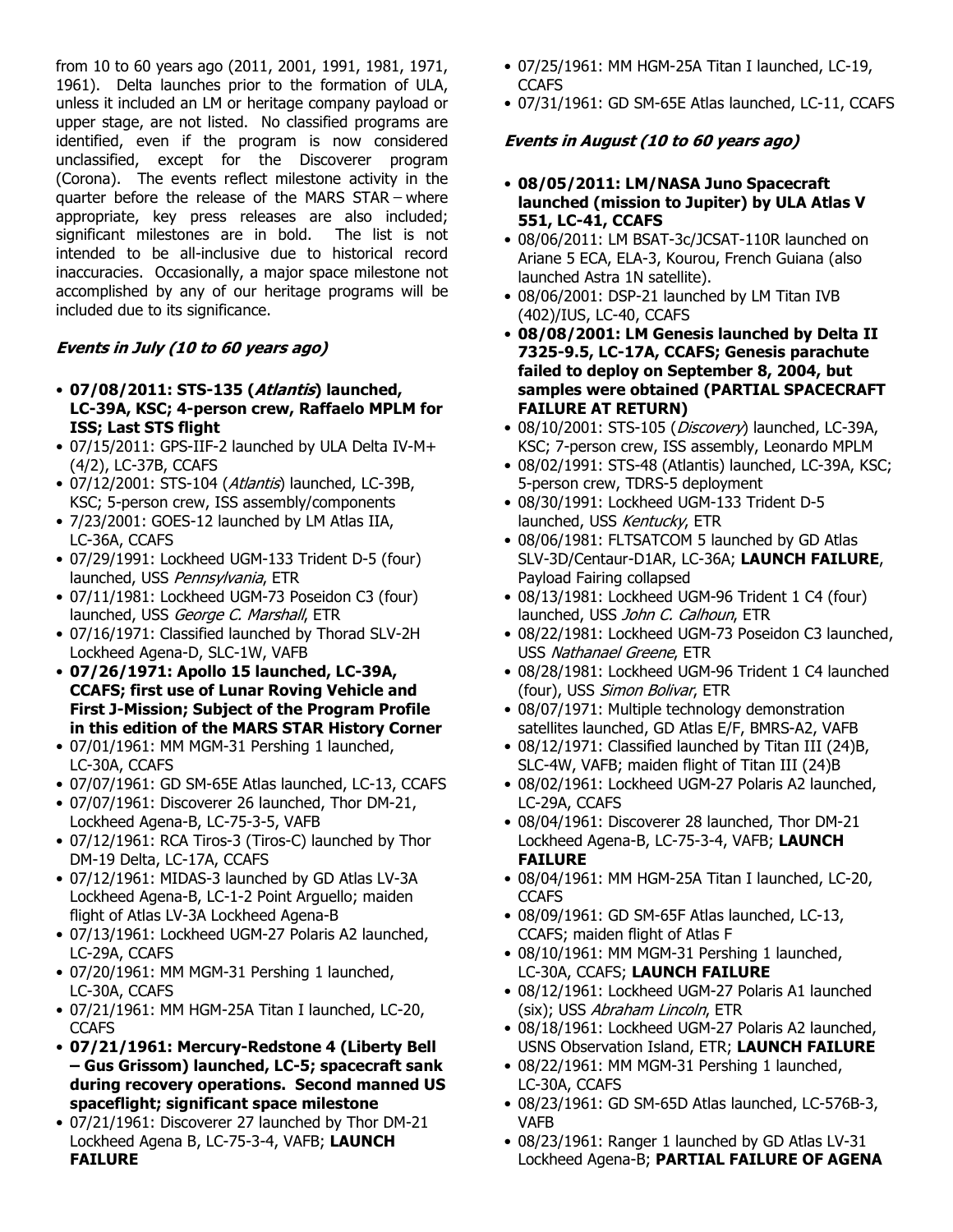from 10 to 60 years ago (2011, 2001, 1991, 1981, 1971, 1961). Delta launches prior to the formation of ULA, unless it included an LM or heritage company payload or upper stage, are not listed. No classified programs are identified, even if the program is now considered unclassified, except for the Discoverer program (Corona). The events reflect milestone activity in the quarter before the release of the MARS STAR – where appropriate, key press releases are also included; significant milestones are in bold. The list is not intended to be all-inclusive due to historical record inaccuracies. Occasionally, a major space milestone not accomplished by any of our heritage programs will be included due to its significance.

### *Events in July (10 to 60 years ago)*

- **07/08/2011: STS-135 (*Atlantis*) launched, LC-39A, KSC; 4-person crew, Raffaelo MPLM for ISS; Last STS flight**
- 07/15/2011: GPS-IIF-2 launched by ULA Delta IV-M+ (4/2), LC-37B, CCAFS
- 07/12/2001: STS-104 (*Atlantis*) launched, LC-39B, KSC; 5-person crew, ISS assembly/components
- 7/23/2001: GOES-12 launched by LM Atlas IIA, LC-36A, CCAFS
- 07/29/1991: Lockheed UGM-133 Trident D-5 (four) launched, USS *Pennsylvania*, ETR
- 07/11/1981: Lockheed UGM-73 Poseidon C3 (four) launched, USS *George C. Marshall*, ETR
- 07/16/1971: Classified launched by Thorad SLV-2H Lockheed Agena-D, SLC-1W, VAFB
- **07/26/1971: Apollo 15 launched, LC-39A, CCAFS; first use of Lunar Roving Vehicle and First J-Mission; Subject of the Program Profile in this edition of the MARS STAR History Corner**
- 07/01/1961: MM MGM-31 Pershing 1 launched, LC-30A, CCAFS
- 07/07/1961: GD SM-65E Atlas launched, LC-13, CCAFS
- 07/07/1961: Discoverer 26 launched, Thor DM-21, Lockheed Agena-B, LC-75-3-5, VAFB
- 07/12/1961: RCA Tiros-3 (Tiros-C) launched by Thor DM-19 Delta, LC-17A, CCAFS
- 07/12/1961: MIDAS-3 launched by GD Atlas LV-3A Lockheed Agena-B, LC-1-2 Point Arguello; maiden flight of Atlas LV-3A Lockheed Agena-B
- 07/13/1961: Lockheed UGM-27 Polaris A2 launched, LC-29A, CCAFS
- 07/20/1961: MM MGM-31 Pershing 1 launched, LC-30A, CCAFS
- 07/21/1961: MM HGM-25A Titan I launched, LC-20, CCAFS
- **07/21/1961: Mercury-Redstone 4 (Liberty Bell – Gus Grissom) launched, LC-5; spacecraft sank during recovery operations. Second manned US spaceflight; significant space milestone**
- 07/21/1961: Discoverer 27 launched by Thor DM-21 Lockheed Agena B, LC-75-3-4, VAFB; **LAUNCH FAILURE**
- 07/25/1961: MM HGM-25A Titan I launched, LC-19, CCAFS
- 07/31/1961: GD SM-65E Atlas launched, LC-11, CCAFS

### *Events in August (10 to 60 years ago)*

- **08/05/2011: LM/NASA Juno Spacecraft launched (mission to Jupiter) by ULA Atlas V 551, LC-41, CCAFS**
- 08/06/2011: LM BSAT-3c/JCSAT-110R launched on Ariane 5 ECA, ELA-3, Kourou, French Guiana (also launched Astra 1N satellite).
- 08/06/2001: DSP-21 launched by LM Titan IVB (402)/IUS, LC-40, CCAFS
- **08/08/2001: LM Genesis launched by Delta II 7325-9.5, LC-17A, CCAFS; Genesis parachute failed to deploy on September 8, 2004, but samples were obtained (PARTIAL SPACECRAFT FAILURE AT RETURN)**
- 08/10/2001: STS-105 (*Discovery*) launched, LC-39A, KSC; 7-person crew, ISS assembly, Leonardo MPLM
- 08/02/1991: STS-48 (Atlantis) launched, LC-39A, KSC; 5-person crew, TDRS-5 deployment
- 08/30/1991: Lockheed UGM-133 Trident D-5 launched, USS *Kentucky*, ETR
- 08/06/1981: FLTSATCOM 5 launched by GD Atlas SLV-3D/Centaur-D1AR, LC-36A; **LAUNCH FAILURE**, Payload Fairing collapsed
- 08/13/1981: Lockheed UGM-96 Trident 1 C4 (four) launched, USS *John C. Calhoun*, ETR
- 08/22/1981: Lockheed UGM-73 Poseidon C3 launched, USS *Nathanael Greene*, ETR
- 08/28/1981: Lockheed UGM-96 Trident 1 C4 launched (four), USS *Simon Bolivar*, ETR
- 08/07/1971: Multiple technology demonstration satellites launched, GD Atlas E/F, BMRS-A2, VAFB
- 08/12/1971: Classified launched by Titan III (24)B, SLC-4W, VAFB; maiden flight of Titan III (24)B
- 08/02/1961: Lockheed UGM-27 Polaris A2 launched, LC-29A, CCAFS
- 08/04/1961: Discoverer 28 launched, Thor DM-21 Lockheed Agena-B, LC-75-3-4, VAFB; **LAUNCH FAILURE**
- 08/04/1961: MM HGM-25A Titan I launched, LC-20, CCAFS
- 08/09/1961: GD SM-65F Atlas launched, LC-13, CCAFS; maiden flight of Atlas F
- 08/10/1961: MM MGM-31 Pershing 1 launched, LC-30A, CCAFS; **LAUNCH FAILURE**
- 08/12/1961: Lockheed UGM-27 Polaris A1 launched (six); USS *Abraham Lincoln*, ETR
- 08/18/1961: Lockheed UGM-27 Polaris A2 launched, USNS Observation Island, ETR; **LAUNCH FAILURE**
- 08/22/1961: MM MGM-31 Pershing 1 launched, LC-30A, CCAFS
- 08/23/1961: GD SM-65D Atlas launched, LC-576B-3, VAFB
- 08/23/1961: Ranger 1 launched by GD Atlas LV-31 Lockheed Agena-B; **PARTIAL FAILURE OF AGENA**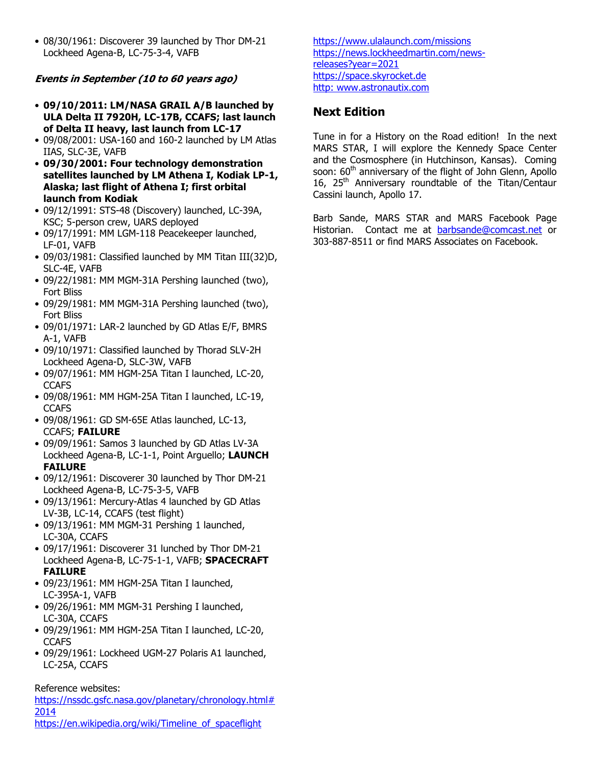- 08/30/1961: Discoverer 39 launched by Thor DM-21 Lockheed Agena-B, LC-75-3-4, VAFB

***Events in September (10 to 60 years ago)***

- **09/10/2011: LM/NASA GRAIL A/B launched by ULA Delta II 7920H, LC-17B, CCAFS; last launch of Delta II heavy, last launch from LC-17**
- 09/08/2001: USA-160 and 160-2 launched by LM Atlas IIAS, SLC-3E, VAFB
- **09/30/2001: Four technology demonstration satellites launched by LM Athena I, Kodiak LP-1, Alaska; last flight of Athena I; first orbital launch from Kodiak**
- 09/12/1991: STS-48 (Discovery) launched, LC-39A, KSC; 5-person crew, UARS deployed
- 09/17/1991: MM LGM-118 Peacekeeper launched, LF-01, VAFB
- 09/03/1981: Classified launched by MM Titan III(32)D, SLC-4E, VAFB
- 09/22/1981: MM MGM-31A Pershing launched (two), Fort Bliss
- 09/29/1981: MM MGM-31A Pershing launched (two), Fort Bliss
- 09/01/1971: LAR-2 launched by GD Atlas E/F, BMRS A-1, VAFB
- 09/10/1971: Classified launched by Thorad SLV-2H Lockheed Agena-D, SLC-3W, VAFB
- 09/07/1961: MM HGM-25A Titan I launched, LC-20, CCAFS
- 09/08/1961: MM HGM-25A Titan I launched, LC-19, CCAFS
- 09/08/1961: GD SM-65E Atlas launched, LC-13, CCAFS; **FAILURE**
- 09/09/1961: Samos 3 launched by GD Atlas LV-3A Lockheed Agena-B, LC-1-1, Point Arguello; **LAUNCH FAILURE**
- 09/12/1961: Discoverer 30 launched by Thor DM-21 Lockheed Agena-B, LC-75-3-5, VAFB
- 09/13/1961: Mercury-Atlas 4 launched by GD Atlas LV-3B, LC-14, CCAFS (test flight)
- 09/13/1961: MM MGM-31 Pershing 1 launched, LC-30A, CCAFS
- 09/17/1961: Discoverer 31 lunched by Thor DM-21 Lockheed Agena-B, LC-75-1-1, VAFB; **SPACECRAFT FAILURE**
- 09/23/1961: MM HGM-25A Titan I launched, LC-395A-1, VAFB
- 09/26/1961: MM MGM-31 Pershing I launched, LC-30A, CCAFS
- 09/29/1961: MM HGM-25A Titan I launched, LC-20, CCAFS
- 09/29/1961: Lockheed UGM-27 Polaris A1 launched, LC-25A, CCAFS

Reference websites:
https://nssdc.gsfc.nasa.gov/planetary/chronology.html#2014
https://en.wikipedia.org/wiki/Timeline_of_spaceflight
https://www.ulalaunch.com/missions
https://news.lockheedmartin.com/news-releases?year=2021
https://space.skyrocket.de
http: www.astronautix.com

## Next Edition

Tune in for a History on the Road edition! In the next MARS STAR, I will explore the Kennedy Space Center and the Cosmosphere (in Hutchinson, Kansas). Coming soon: 60th anniversary of the flight of John Glenn, Apollo 16, 25th Anniversary roundtable of the Titan/Centaur Cassini launch, Apollo 17.

Barb Sande, MARS STAR and MARS Facebook Page Historian. Contact me at barbsande@comcast.net or 303-887-8511 or find MARS Associates on Facebook.